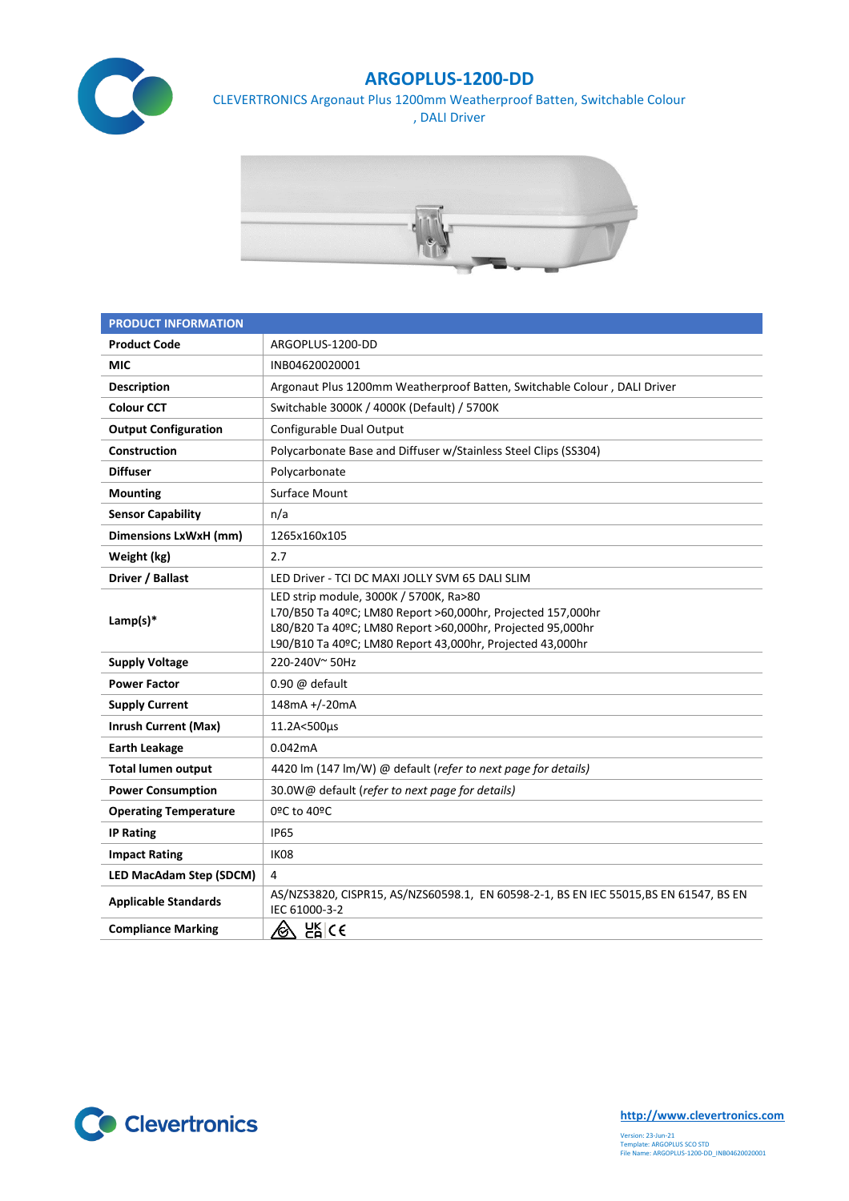# ARGOPLUS-1200-DD

CLEVERTRONICS Argonaut Plus 1200mm Weatherproof Batten, Switchable Colour , DALI Driver

| PRODUCT INFORMATION | |
|---|---|
| **Product Code** | ARGOPLUS-1200-DD |
| **MIC** | INB04620020001 |
| **Description** | Argonaut Plus 1200mm Weatherproof Batten, Switchable Colour , DALI Driver |
| **Colour CCT** | Switchable 3000K / 4000K (Default) / 5700K |
| **Output Configuration** | Configurable Dual Output |
| **Construction** | Polycarbonate Base and Diffuser w/Stainless Steel Clips (SS304) |
| **Diffuser** | Polycarbonate |
| **Mounting** | Surface Mount |
| **Sensor Capability** | n/a |
| **Dimensions LxWxH (mm)** | 1265x160x105 |
| **Weight (kg)** | 2.7 |
| **Driver / Ballast** | LED Driver - TCI DC MAXI JOLLY SVM 65 DALI SLIM |
| **Lamp(s)*** | LED strip module, 3000K / 5700K, Ra>80<br>L70/B50 Ta 40ºC; LM80 Report >60,000hr, Projected 157,000hr<br>L80/B20 Ta 40ºC; LM80 Report >60,000hr, Projected 95,000hr<br>L90/B10 Ta 40ºC; LM80 Report 43,000hr, Projected 43,000hr |
| **Supply Voltage** | 220-240V~ 50Hz |
| **Power Factor** | 0.90 @ default |
| **Supply Current** | 148mA +/-20mA |
| **Inrush Current (Max)** | 11.2A<500µs |
| **Earth Leakage** | 0.042mA |
| **Total lumen output** | 4420 lm (147 lm/W) @ default (*refer to next page for details)* |
| **Power Consumption** | 30.0W@ default (*refer to next page for details)* |
| **Operating Temperature** | 0ºC to 40ºC |
| **IP Rating** | IP65 |
| **Impact Rating** | IK08 |
| **LED MacAdam Step (SDCM)** | 4 |
| **Applicable Standards** | AS/NZS3820, CISPR15, AS/NZS60598.1, EN 60598-2-1, BS EN IEC 55015,BS EN 61547, BS EN IEC 61000-3-2 |
| **Compliance Marking** | UKCA CE |

http://www.clevertronics.com

Version: 23-Jun-21
Template: ARGOPLUS SCO STD
File Name: ARGOPLUS-1200-DD_INB04620020001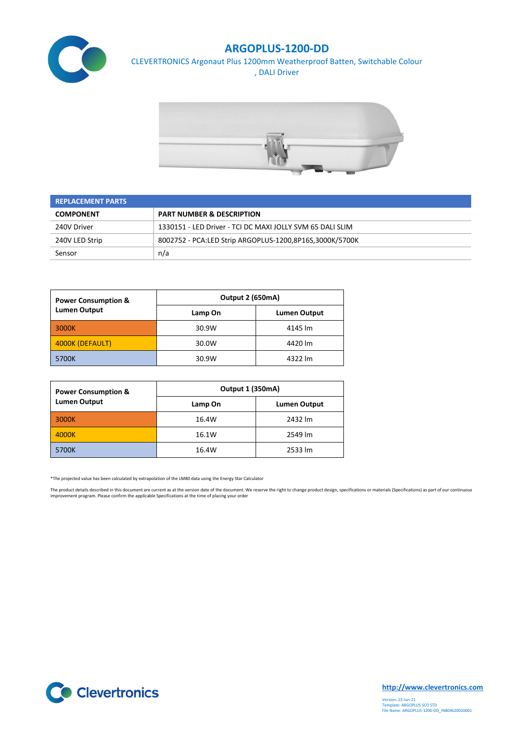# ARGOPLUS-1200-DD

CLEVERTRONICS Argonaut Plus 1200mm Weatherproof Batten, Switchable Colour , DALI Driver

| REPLACEMENT PARTS | |
|---|---|
| **COMPONENT** | **PART NUMBER & DESCRIPTION** |
| 240V Driver | 1330151 - LED Driver - TCI DC MAXI JOLLY SVM 65 DALI SLIM |
| 240V LED Strip | 8002752 - PCA:LED Strip ARGOPLUS-1200,8P16S,3000K/5700K |
| Sensor | n/a |

| Power Consumption & Lumen Output | Output 2 (650mA) | |
|---|---|---|
| | **Lamp On** | **Lumen Output** |
| 3000K | 30.9W | 4145 lm |
| 4000K (DEFAULT) | 30.0W | 4420 lm |
| 5700K | 30.9W | 4322 lm |

| Power Consumption & Lumen Output | Output 1 (350mA) | |
|---|---|---|
| | **Lamp On** | **Lumen Output** |
| 3000K | 16.4W | 2432 lm |
| 4000K | 16.1W | 2549 lm |
| 5700K | 16.4W | 2533 lm |

*The projected value has been calculated by extrapolation of the LM80 data using the Energy Star Calculator

The product details described in this document are current as at the version date of the document. We reserve the right to change product design, specifications or materials (Specifications) as part of our continuous improvement program. Please confirm the applicable Specifications at the time of placing your order

Clevertronics

http://www.clevertronics.com

Version: 23-Jun-21
Template: ARGOPLUS SCO STD
File Name: ARGOPLUS-1200-DD_INB04620020001